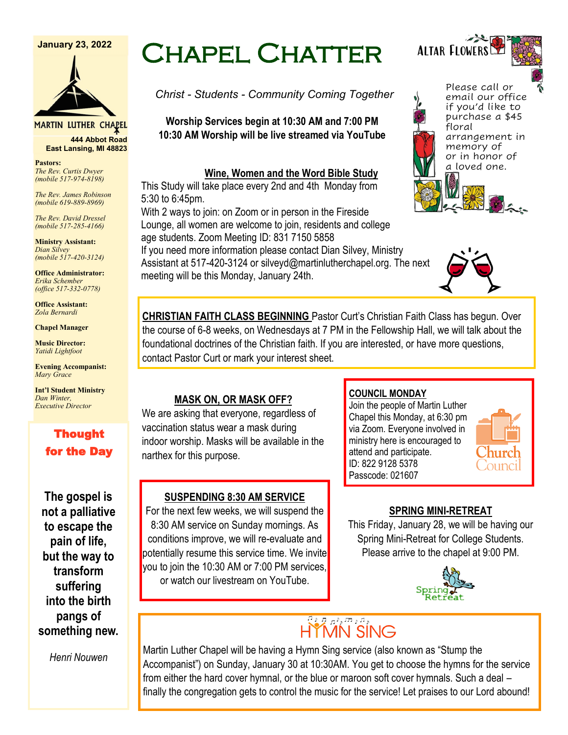January 23, 2022

MARTIN LUTHER CHAPEL
444 Abbot Road
East Lansing, MI 48823

**Pastors:**
*The Rev. Curtis Dwyer (mobile 517-974-8198)*

*The Rev. James Robinson (mobile 619-889-8969)*

*The Rev. David Dressel (mobile 517-285-4166)*

**Ministry Assistant:**
*Dian Silvey (mobile 517-420-3124)*

**Office Administrator:**
*Erika Schember (office 517-332-0778)*

**Office Assistant:**
*Zola Bernardi*

**Chapel Manager**

**Music Director:**
*Yatidi Lightfoot*

**Evening Accompanist:**
*Mary Grace*

**Int'l Student Ministry**
*Dan Winter, Executive Director*

## Thought for the Day

**The gospel is not a palliative to escape the pain of life, but the way to transform suffering into the birth pangs of something new.**

*Henri Nouwen*

# Chapel Chatter

*Christ - Students - Community Coming Together*

**Worship Services begin at 10:30 AM and 7:00 PM**
**10:30 AM Worship will be live streamed via YouTube**

## Altar Flowers

Please call or email our office if you'd like to purchase a $45 floral arrangement in memory of or in honor of a loved one.

## Wine, Women and the Word Bible Study

This Study will take place every 2nd and 4th Monday from 5:30 to 6:45pm.
With 2 ways to join: on Zoom or in person in the Fireside Lounge, all women are welcome to join, residents and college age students. Zoom Meeting ID: 831 7150 5858
If you need more information please contact Dian Silvey, Ministry Assistant at 517-420-3124 or silveyd@martinlutherchapel.org. The next meeting will be this Monday, January 24th.

**CHRISTIAN FAITH CLASS BEGINNING** Pastor Curt's Christian Faith Class has begun. Over the course of 6-8 weeks, on Wednesdays at 7 PM in the Fellowship Hall, we will talk about the foundational doctrines of the Christian faith. If you are interested, or have more questions, contact Pastor Curt or mark your interest sheet.

## MASK ON, OR MASK OFF?

We are asking that everyone, regardless of vaccination status wear a mask during indoor worship. Masks will be available in the narthex for this purpose.

## COUNCIL MONDAY

Join the people of Martin Luther Chapel this Monday, at 6:30 pm via Zoom. Everyone involved in ministry here is encouraged to attend and participate.
ID: 822 9128 5378
Passcode: 021607

## SUSPENDING 8:30 AM SERVICE

For the next few weeks, we will suspend the 8:30 AM service on Sunday mornings. As conditions improve, we will re-evaluate and potentially resume this service time. We invite you to join the 10:30 AM or 7:00 PM services, or watch our livestream on YouTube.

## SPRING MINI-RETREAT

This Friday, January 28, we will be having our Spring Mini-Retreat for College Students. Please arrive to the chapel at 9:00 PM.

## HYMN SING

Martin Luther Chapel will be having a Hymn Sing service (also known as "Stump the Accompanist") on Sunday, January 30 at 10:30AM. You get to choose the hymns for the service from either the hard cover hymnal, or the blue or maroon soft cover hymnals. Such a deal – finally the congregation gets to control the music for the service! Let praises to our Lord abound!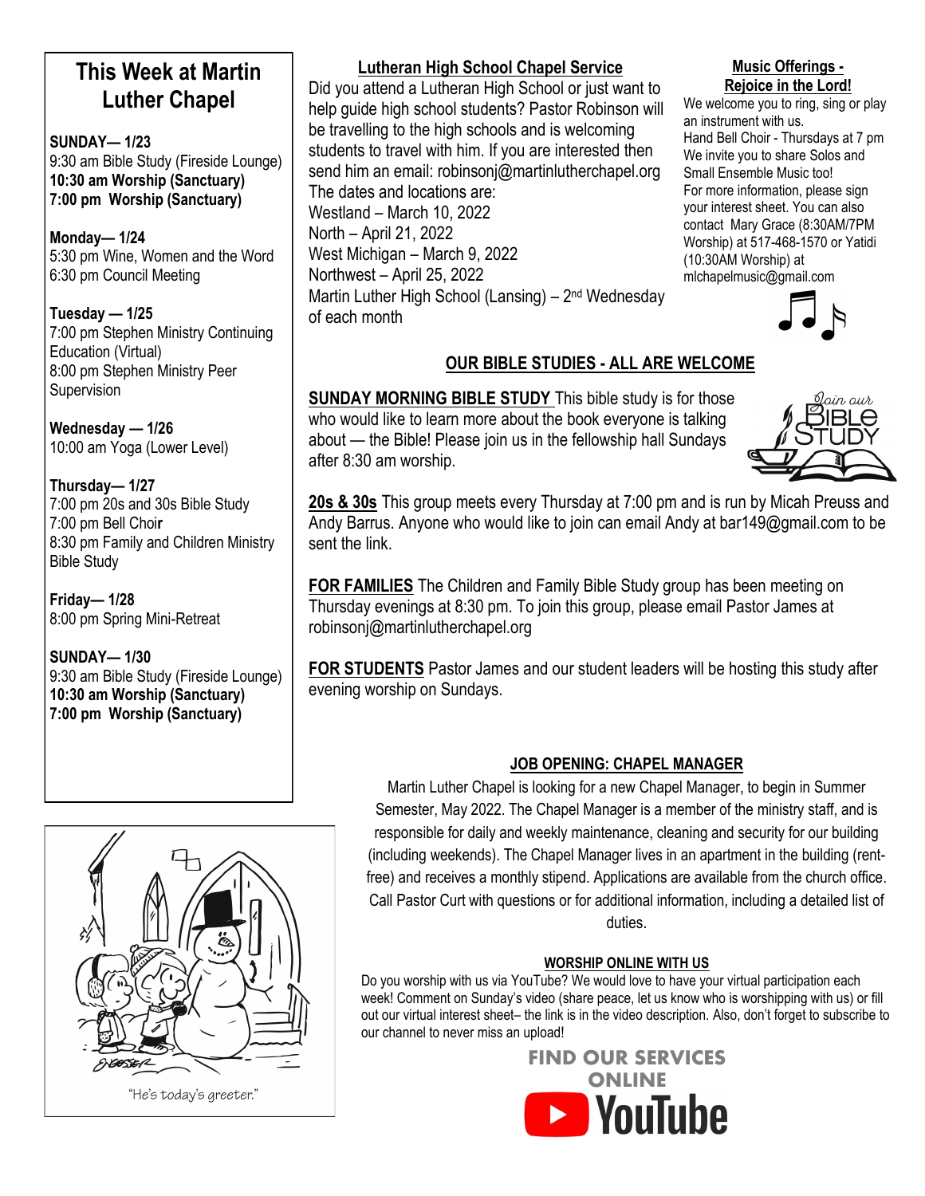# This Week at Martin Luther Chapel

**SUNDAY— 1/23**
9:30 am Bible Study (Fireside Lounge)
**10:30 am Worship (Sanctuary)**
**7:00 pm Worship (Sanctuary)**

**Monday— 1/24**
5:30 pm Wine, Women and the Word
6:30 pm Council Meeting

**Tuesday — 1/25**
7:00 pm Stephen Ministry Continuing Education (Virtual)
8:00 pm Stephen Ministry Peer Supervision

**Wednesday — 1/26**
10:00 am Yoga (Lower Level)

**Thursday— 1/27**
7:00 pm 20s and 30s Bible Study
7:00 pm Bell Choir
8:30 pm Family and Children Ministry Bible Study

**Friday— 1/28**
8:00 pm Spring Mini-Retreat

**SUNDAY— 1/30**
9:30 am Bible Study (Fireside Lounge)
**10:30 am Worship (Sanctuary)**
**7:00 pm Worship (Sanctuary)**

"He's today's greeter."

## Lutheran High School Chapel Service

Did you attend a Lutheran High School or just want to help guide high school students? Pastor Robinson will be travelling to the high schools and is welcoming students to travel with him. If you are interested then send him an email: robinsonj@martinlutherchapel.org
The dates and locations are:
Westland – March 10, 2022
North – April 21, 2022
West Michigan – March 9, 2022
Northwest – April 25, 2022
Martin Luther High School (Lansing) – 2nd Wednesday of each month

## Music Offerings - Rejoice in the Lord!

We welcome you to ring, sing or play an instrument with us.
Hand Bell Choir - Thursdays at 7 pm
We invite you to share Solos and Small Ensemble Music too!
For more information, please sign your interest sheet. You can also contact Mary Grace (8:30AM/7PM Worship) at 517-468-1570 or Yatidi (10:30AM Worship) at mlchapelmusic@gmail.com

## OUR BIBLE STUDIES - ALL ARE WELCOME

**SUNDAY MORNING BIBLE STUDY** This bible study is for those who would like to learn more about the book everyone is talking about — the Bible! Please join us in the fellowship hall Sundays after 8:30 am worship.

Join our BIBLE STUDY

**20s & 30s** This group meets every Thursday at 7:00 pm and is run by Micah Preuss and Andy Barrus. Anyone who would like to join can email Andy at bar149@gmail.com to be sent the link.

**FOR FAMILIES** The Children and Family Bible Study group has been meeting on Thursday evenings at 8:30 pm. To join this group, please email Pastor James at robinsonj@martinlutherchapel.org

**FOR STUDENTS** Pastor James and our student leaders will be hosting this study after evening worship on Sundays.

## JOB OPENING: CHAPEL MANAGER

Martin Luther Chapel is looking for a new Chapel Manager, to begin in Summer Semester, May 2022. The Chapel Manager is a member of the ministry staff, and is responsible for daily and weekly maintenance, cleaning and security for our building (including weekends). The Chapel Manager lives in an apartment in the building (rent-free) and receives a monthly stipend. Applications are available from the church office. Call Pastor Curt with questions or for additional information, including a detailed list of duties.

## WORSHIP ONLINE WITH US

Do you worship with us via YouTube? We would love to have your virtual participation each week! Comment on Sunday's video (share peace, let us know who is worshipping with us) or fill out our virtual interest sheet– the link is in the video description. Also, don't forget to subscribe to our channel to never miss an upload!

FIND OUR SERVICES ONLINE
YouTube